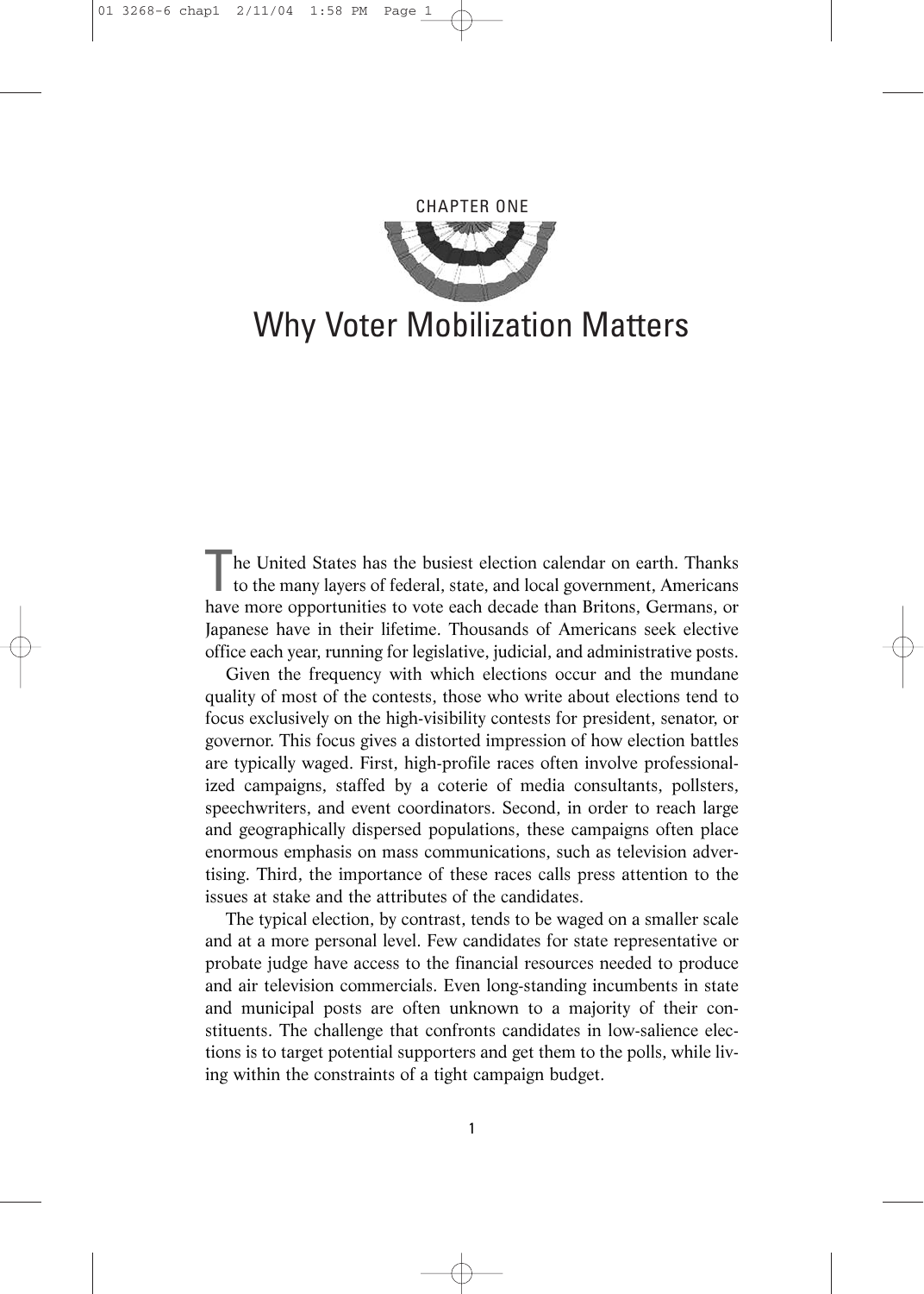CHAPTER ONE

# Why Voter Mobilization Matters

The United States has the busiest election calendar on earth. Thanks to the many layers of federal, state, and local government, Americans have more opportunities to vote each decade than Britons, Germans, or Japanese have in their lifetime. Thousands of Americans seek elective office each year, running for legislative, judicial, and administrative posts.

Given the frequency with which elections occur and the mundane quality of most of the contests, those who write about elections tend to focus exclusively on the high-visibility contests for president, senator, or governor. This focus gives a distorted impression of how election battles are typically waged. First, high-profile races often involve professionalized campaigns, staffed by a coterie of media consultants, pollsters, speechwriters, and event coordinators. Second, in order to reach large and geographically dispersed populations, these campaigns often place enormous emphasis on mass communications, such as television advertising. Third, the importance of these races calls press attention to the issues at stake and the attributes of the candidates.

The typical election, by contrast, tends to be waged on a smaller scale and at a more personal level. Few candidates for state representative or probate judge have access to the financial resources needed to produce and air television commercials. Even long-standing incumbents in state and municipal posts are often unknown to a majority of their constituents. The challenge that confronts candidates in low-salience elections is to target potential supporters and get them to the polls, while living within the constraints of a tight campaign budget.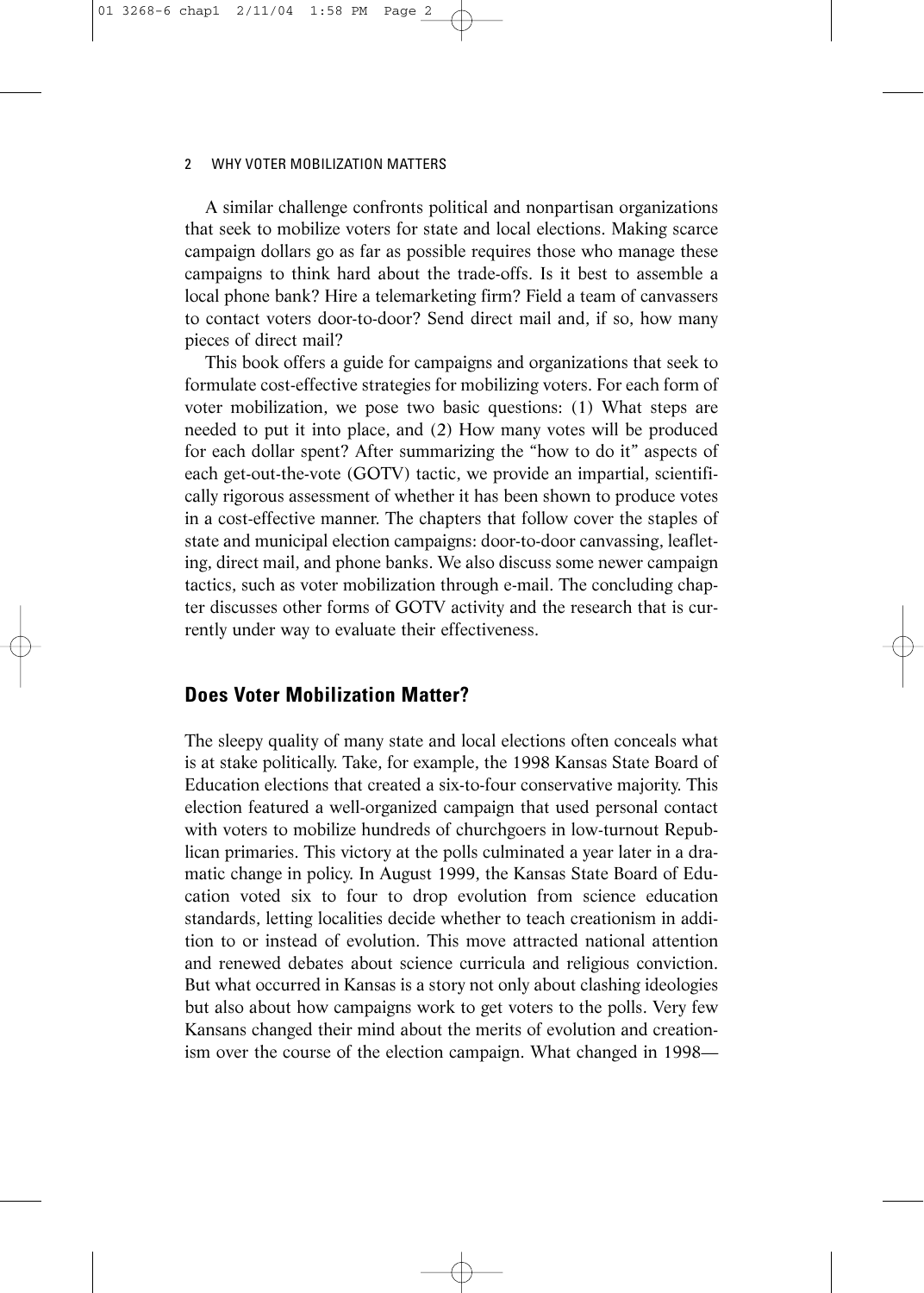A similar challenge confronts political and nonpartisan organizations that seek to mobilize voters for state and local elections. Making scarce campaign dollars go as far as possible requires those who manage these campaigns to think hard about the trade-offs. Is it best to assemble a local phone bank? Hire a telemarketing firm? Field a team of canvassers to contact voters door-to-door? Send direct mail and, if so, how many pieces of direct mail?

This book offers a guide for campaigns and organizations that seek to formulate cost-effective strategies for mobilizing voters. For each form of voter mobilization, we pose two basic questions: (1) What steps are needed to put it into place, and (2) How many votes will be produced for each dollar spent? After summarizing the "how to do it" aspects of each get-out-the-vote (GOTV) tactic, we provide an impartial, scientifically rigorous assessment of whether it has been shown to produce votes in a cost-effective manner. The chapters that follow cover the staples of state and municipal election campaigns: door-to-door canvassing, leafleting, direct mail, and phone banks. We also discuss some newer campaign tactics, such as voter mobilization through e-mail. The concluding chapter discusses other forms of GOTV activity and the research that is currently under way to evaluate their effectiveness.

## Does Voter Mobilization Matter?

The sleepy quality of many state and local elections often conceals what is at stake politically. Take, for example, the 1998 Kansas State Board of Education elections that created a six-to-four conservative majority. This election featured a well-organized campaign that used personal contact with voters to mobilize hundreds of churchgoers in low-turnout Republican primaries. This victory at the polls culminated a year later in a dramatic change in policy. In August 1999, the Kansas State Board of Education voted six to four to drop evolution from science education standards, letting localities decide whether to teach creationism in addition to or instead of evolution. This move attracted national attention and renewed debates about science curricula and religious conviction. But what occurred in Kansas is a story not only about clashing ideologies but also about how campaigns work to get voters to the polls. Very few Kansans changed their mind about the merits of evolution and creationism over the course of the election campaign. What changed in 1998—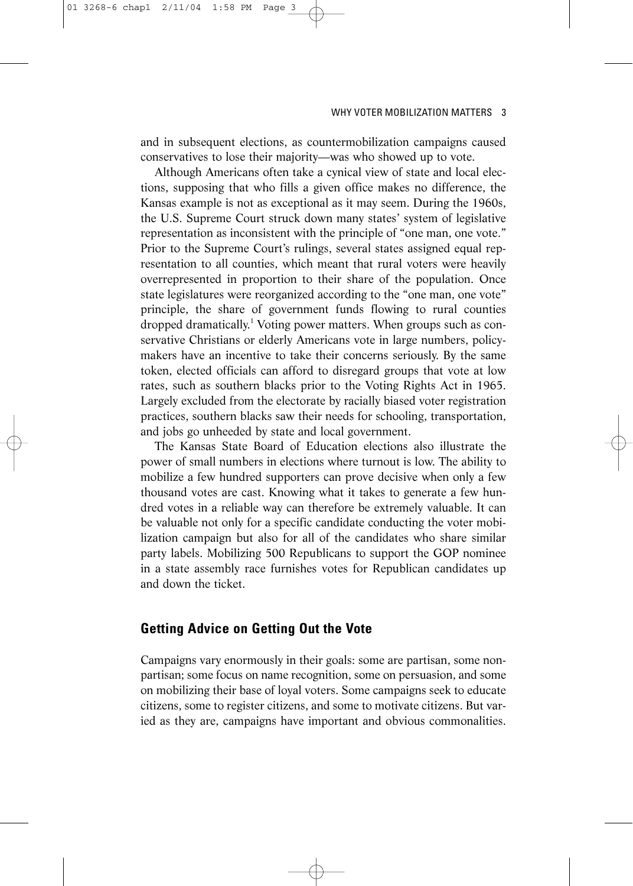and in subsequent elections, as countermobilization campaigns caused conservatives to lose their majority—was who showed up to vote.

Although Americans often take a cynical view of state and local elections, supposing that who fills a given office makes no difference, the Kansas example is not as exceptional as it may seem. During the 1960s, the U.S. Supreme Court struck down many states' system of legislative representation as inconsistent with the principle of "one man, one vote." Prior to the Supreme Court's rulings, several states assigned equal representation to all counties, which meant that rural voters were heavily overrepresented in proportion to their share of the population. Once state legislatures were reorganized according to the "one man, one vote" principle, the share of government funds flowing to rural counties dropped dramatically.[1] Voting power matters. When groups such as conservative Christians or elderly Americans vote in large numbers, policymakers have an incentive to take their concerns seriously. By the same token, elected officials can afford to disregard groups that vote at low rates, such as southern blacks prior to the Voting Rights Act in 1965. Largely excluded from the electorate by racially biased voter registration practices, southern blacks saw their needs for schooling, transportation, and jobs go unheeded by state and local government.

The Kansas State Board of Education elections also illustrate the power of small numbers in elections where turnout is low. The ability to mobilize a few hundred supporters can prove decisive when only a few thousand votes are cast. Knowing what it takes to generate a few hundred votes in a reliable way can therefore be extremely valuable. It can be valuable not only for a specific candidate conducting the voter mobilization campaign but also for all of the candidates who share similar party labels. Mobilizing 500 Republicans to support the GOP nominee in a state assembly race furnishes votes for Republican candidates up and down the ticket.

## Getting Advice on Getting Out the Vote

Campaigns vary enormously in their goals: some are partisan, some nonpartisan; some focus on name recognition, some on persuasion, and some on mobilizing their base of loyal voters. Some campaigns seek to educate citizens, some to register citizens, and some to motivate citizens. But varied as they are, campaigns have important and obvious commonalities.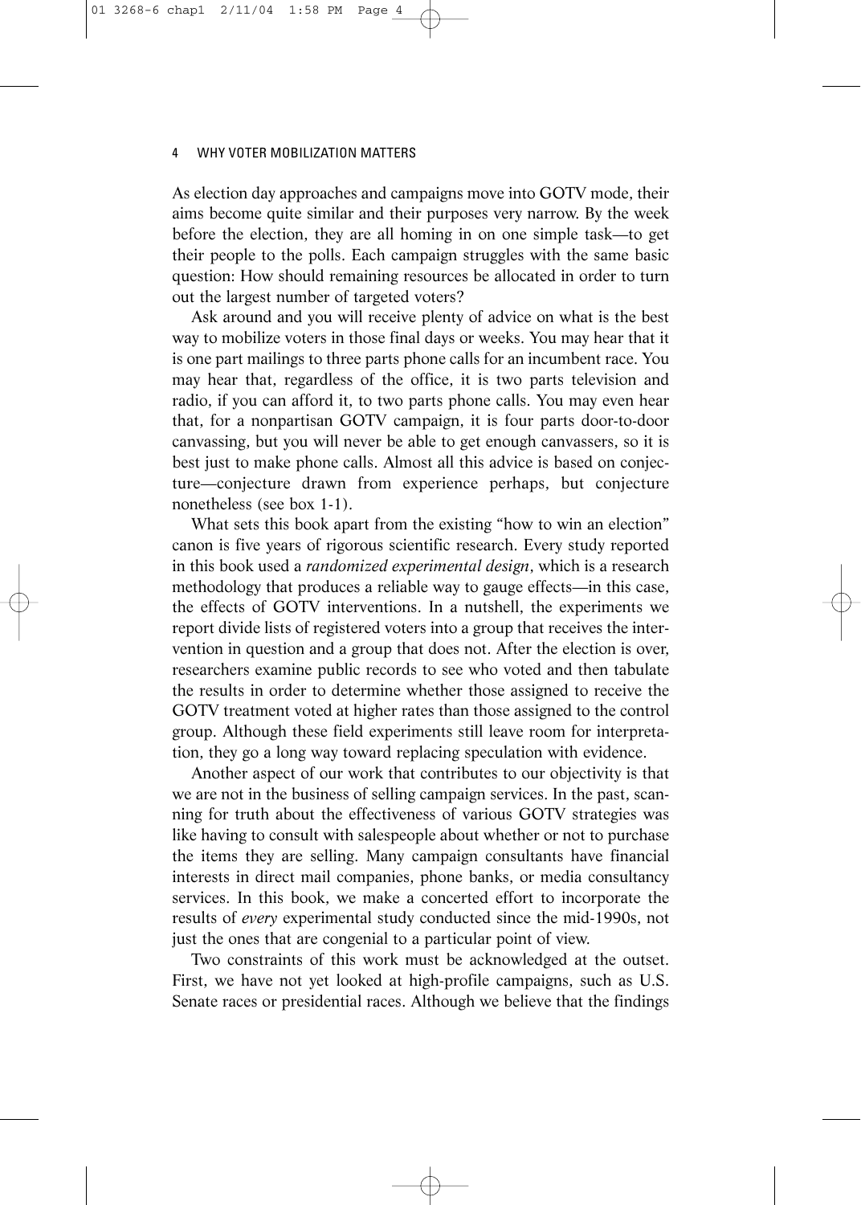As election day approaches and campaigns move into GOTV mode, their aims become quite similar and their purposes very narrow. By the week before the election, they are all homing in on one simple task—to get their people to the polls. Each campaign struggles with the same basic question: How should remaining resources be allocated in order to turn out the largest number of targeted voters?

Ask around and you will receive plenty of advice on what is the best way to mobilize voters in those final days or weeks. You may hear that it is one part mailings to three parts phone calls for an incumbent race. You may hear that, regardless of the office, it is two parts television and radio, if you can afford it, to two parts phone calls. You may even hear that, for a nonpartisan GOTV campaign, it is four parts door-to-door canvassing, but you will never be able to get enough canvassers, so it is best just to make phone calls. Almost all this advice is based on conjecture—conjecture drawn from experience perhaps, but conjecture nonetheless (see box 1-1).

What sets this book apart from the existing "how to win an election" canon is five years of rigorous scientific research. Every study reported in this book used a *randomized experimental design*, which is a research methodology that produces a reliable way to gauge effects—in this case, the effects of GOTV interventions. In a nutshell, the experiments we report divide lists of registered voters into a group that receives the intervention in question and a group that does not. After the election is over, researchers examine public records to see who voted and then tabulate the results in order to determine whether those assigned to receive the GOTV treatment voted at higher rates than those assigned to the control group. Although these field experiments still leave room for interpretation, they go a long way toward replacing speculation with evidence.

Another aspect of our work that contributes to our objectivity is that we are not in the business of selling campaign services. In the past, scanning for truth about the effectiveness of various GOTV strategies was like having to consult with salespeople about whether or not to purchase the items they are selling. Many campaign consultants have financial interests in direct mail companies, phone banks, or media consultancy services. In this book, we make a concerted effort to incorporate the results of *every* experimental study conducted since the mid-1990s, not just the ones that are congenial to a particular point of view.

Two constraints of this work must be acknowledged at the outset. First, we have not yet looked at high-profile campaigns, such as U.S. Senate races or presidential races. Although we believe that the findings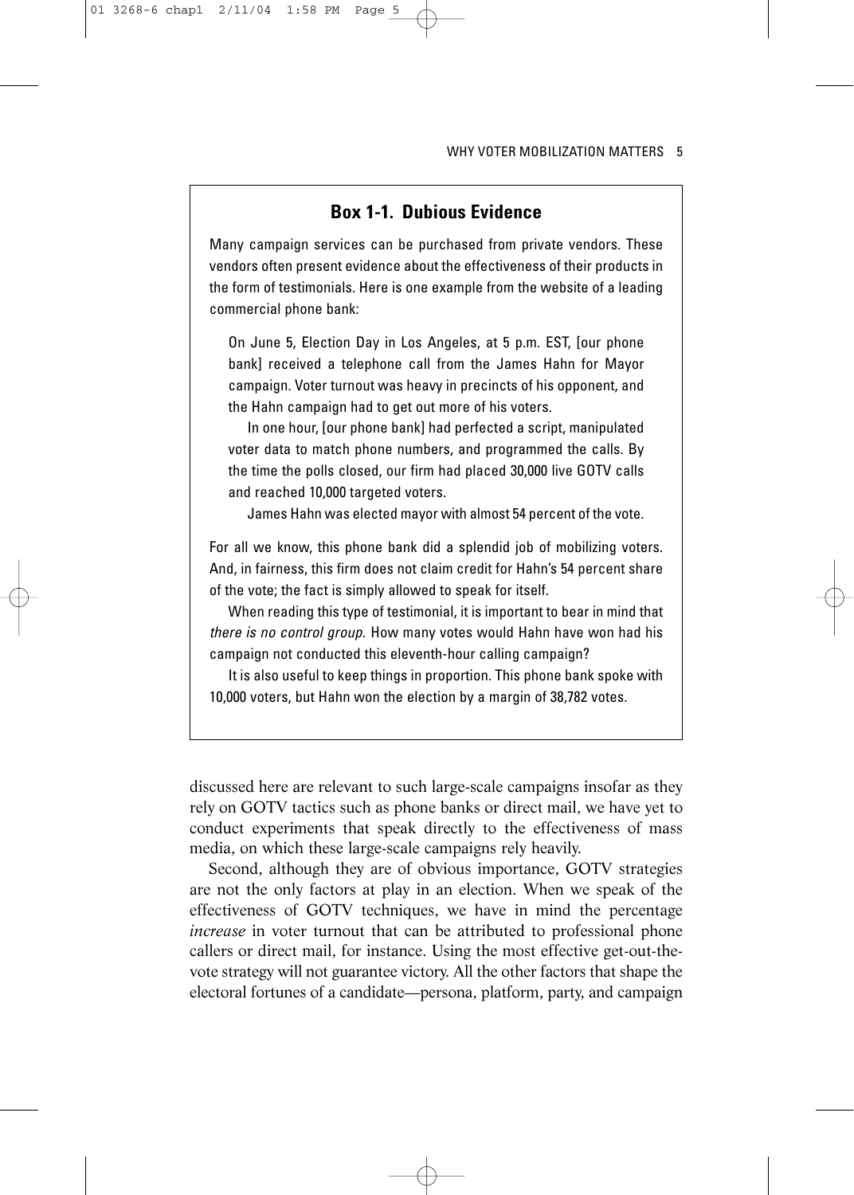### Box 1-1. Dubious Evidence

Many campaign services can be purchased from private vendors. These vendors often present evidence about the effectiveness of their products in the form of testimonials. Here is one example from the website of a leading commercial phone bank:

> On June 5, Election Day in Los Angeles, at 5 p.m. EST, [our phone bank] received a telephone call from the James Hahn for Mayor campaign. Voter turnout was heavy in precincts of his opponent, and the Hahn campaign had to get out more of his voters.
>
> In one hour, [our phone bank] had perfected a script, manipulated voter data to match phone numbers, and programmed the calls. By the time the polls closed, our firm had placed 30,000 live GOTV calls and reached 10,000 targeted voters.
>
> James Hahn was elected mayor with almost 54 percent of the vote.

For all we know, this phone bank did a splendid job of mobilizing voters. And, in fairness, this firm does not claim credit for Hahn's 54 percent share of the vote; the fact is simply allowed to speak for itself.

When reading this type of testimonial, it is important to bear in mind that *there is no control group.* How many votes would Hahn have won had his campaign not conducted this eleventh-hour calling campaign?

It is also useful to keep things in proportion. This phone bank spoke with 10,000 voters, but Hahn won the election by a margin of 38,782 votes.

---

discussed here are relevant to such large-scale campaigns insofar as they rely on GOTV tactics such as phone banks or direct mail, we have yet to conduct experiments that speak directly to the effectiveness of mass media, on which these large-scale campaigns rely heavily.

Second, although they are of obvious importance, GOTV strategies are not the only factors at play in an election. When we speak of the effectiveness of GOTV techniques, we have in mind the percentage *increase* in voter turnout that can be attributed to professional phone callers or direct mail, for instance. Using the most effective get-out-the-vote strategy will not guarantee victory. All the other factors that shape the electoral fortunes of a candidate—persona, platform, party, and campaign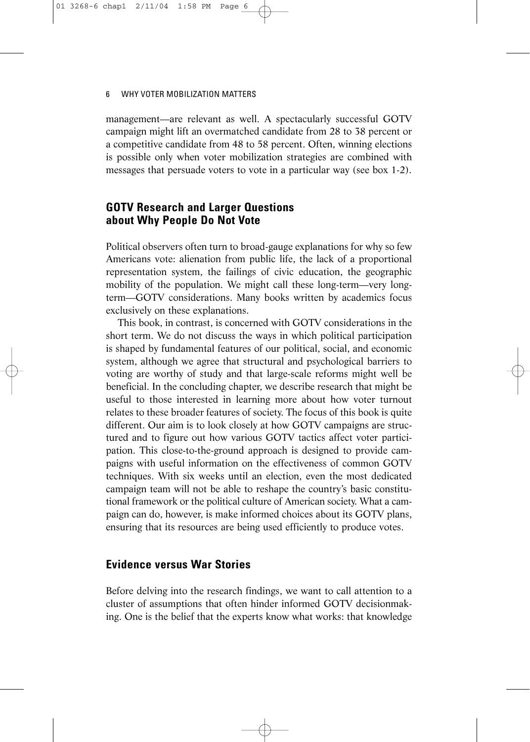management—are relevant as well. A spectacularly successful GOTV campaign might lift an overmatched candidate from 28 to 38 percent or a competitive candidate from 48 to 58 percent. Often, winning elections is possible only when voter mobilization strategies are combined with messages that persuade voters to vote in a particular way (see box 1-2).

## GOTV Research and Larger Questions about Why People Do Not Vote

Political observers often turn to broad-gauge explanations for why so few Americans vote: alienation from public life, the lack of a proportional representation system, the failings of civic education, the geographic mobility of the population. We might call these long-term—very long-term—GOTV considerations. Many books written by academics focus exclusively on these explanations.

This book, in contrast, is concerned with GOTV considerations in the short term. We do not discuss the ways in which political participation is shaped by fundamental features of our political, social, and economic system, although we agree that structural and psychological barriers to voting are worthy of study and that large-scale reforms might well be beneficial. In the concluding chapter, we describe research that might be useful to those interested in learning more about how voter turnout relates to these broader features of society. The focus of this book is quite different. Our aim is to look closely at how GOTV campaigns are structured and to figure out how various GOTV tactics affect voter participation. This close-to-the-ground approach is designed to provide campaigns with useful information on the effectiveness of common GOTV techniques. With six weeks until an election, even the most dedicated campaign team will not be able to reshape the country's basic constitutional framework or the political culture of American society. What a campaign can do, however, is make informed choices about its GOTV plans, ensuring that its resources are being used efficiently to produce votes.

## Evidence versus War Stories

Before delving into the research findings, we want to call attention to a cluster of assumptions that often hinder informed GOTV decisionmaking. One is the belief that the experts know what works: that knowledge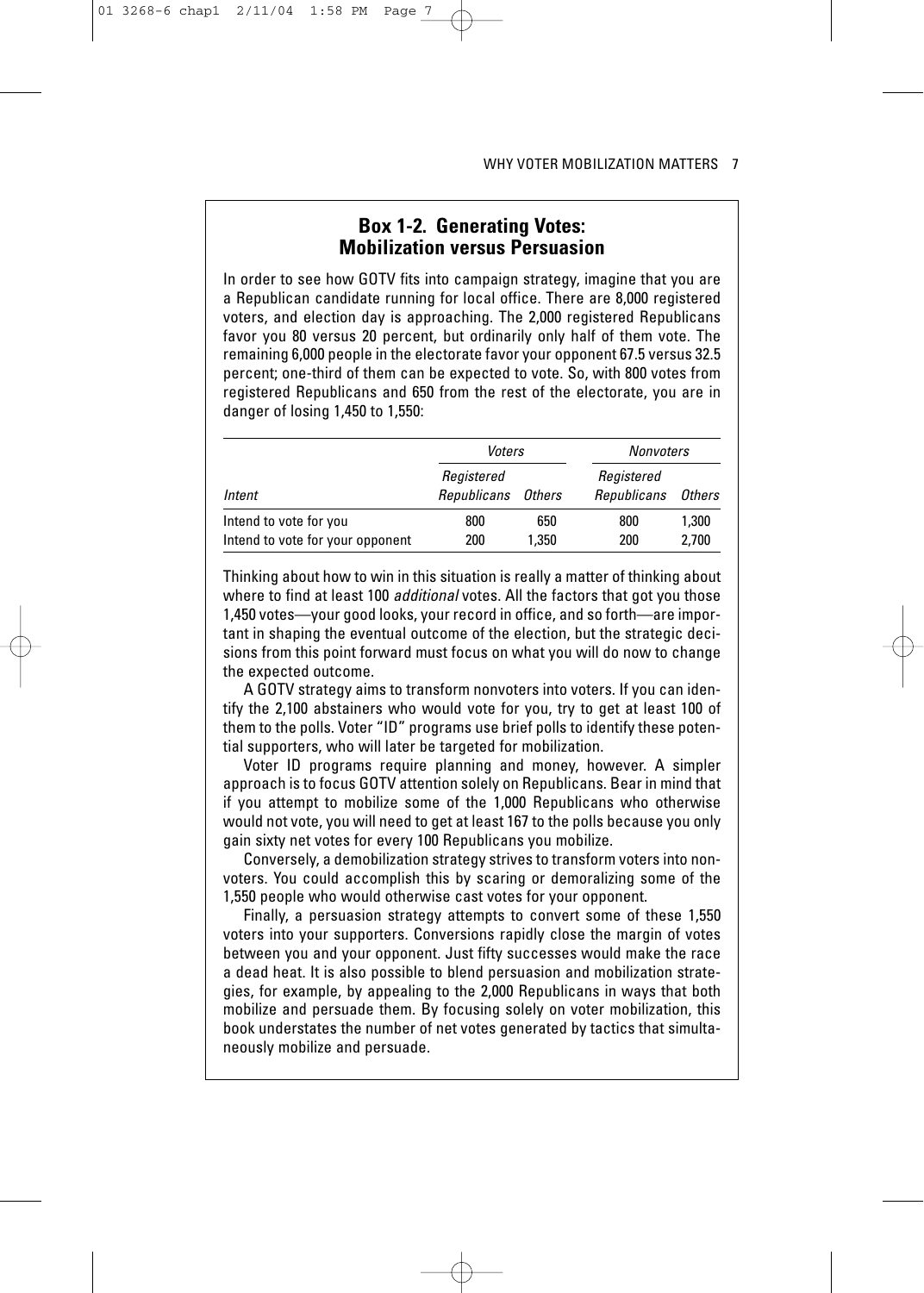## Box 1-2. Generating Votes: Mobilization versus Persuasion

In order to see how GOTV fits into campaign strategy, imagine that you are a Republican candidate running for local office. There are 8,000 registered voters, and election day is approaching. The 2,000 registered Republicans favor you 80 versus 20 percent, but ordinarily only half of them vote. The remaining 6,000 people in the electorate favor your opponent 67.5 versus 32.5 percent; one-third of them can be expected to vote. So, with 800 votes from registered Republicans and 650 from the rest of the electorate, you are in danger of losing 1,450 to 1,550:

| | *Voters* | | *Nonvoters* | |
|---|---|---|---|---|
| *Intent* | *Registered Republicans* | *Others* | *Registered Republicans* | *Others* |
| Intend to vote for you | 800 | 650 | 800 | 1,300 |
| Intend to vote for your opponent | 200 | 1,350 | 200 | 2,700 |

Thinking about how to win in this situation is really a matter of thinking about where to find at least 100 *additional* votes. All the factors that got you those 1,450 votes—your good looks, your record in office, and so forth—are important in shaping the eventual outcome of the election, but the strategic decisions from this point forward must focus on what you will do now to change the expected outcome.

A GOTV strategy aims to transform nonvoters into voters. If you can identify the 2,100 abstainers who would vote for you, try to get at least 100 of them to the polls. Voter "ID" programs use brief polls to identify these potential supporters, who will later be targeted for mobilization.

Voter ID programs require planning and money, however. A simpler approach is to focus GOTV attention solely on Republicans. Bear in mind that if you attempt to mobilize some of the 1,000 Republicans who otherwise would not vote, you will need to get at least 167 to the polls because you only gain sixty net votes for every 100 Republicans you mobilize.

Conversely, a demobilization strategy strives to transform voters into nonvoters. You could accomplish this by scaring or demoralizing some of the 1,550 people who would otherwise cast votes for your opponent.

Finally, a persuasion strategy attempts to convert some of these 1,550 voters into your supporters. Conversions rapidly close the margin of votes between you and your opponent. Just fifty successes would make the race a dead heat. It is also possible to blend persuasion and mobilization strategies, for example, by appealing to the 2,000 Republicans in ways that both mobilize and persuade them. By focusing solely on voter mobilization, this book understates the number of net votes generated by tactics that simultaneously mobilize and persuade.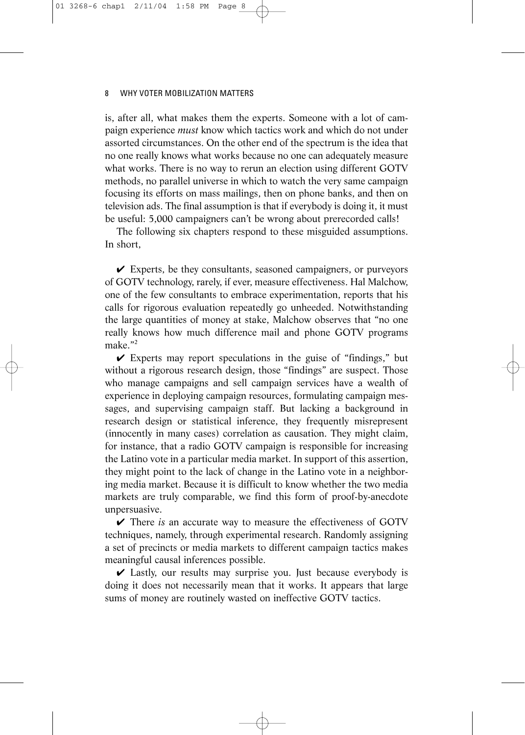is, after all, what makes them the experts. Someone with a lot of campaign experience *must* know which tactics work and which do not under assorted circumstances. On the other end of the spectrum is the idea that no one really knows what works because no one can adequately measure what works. There is no way to rerun an election using different GOTV methods, no parallel universe in which to watch the very same campaign focusing its efforts on mass mailings, then on phone banks, and then on television ads. The final assumption is that if everybody is doing it, it must be useful: 5,000 campaigners can't be wrong about prerecorded calls!

The following six chapters respond to these misguided assumptions. In short,

✔ Experts, be they consultants, seasoned campaigners, or purveyors of GOTV technology, rarely, if ever, measure effectiveness. Hal Malchow, one of the few consultants to embrace experimentation, reports that his calls for rigorous evaluation repeatedly go unheeded. Notwithstanding the large quantities of money at stake, Malchow observes that "no one really knows how much difference mail and phone GOTV programs make."[2]

✔ Experts may report speculations in the guise of "findings," but without a rigorous research design, those "findings" are suspect. Those who manage campaigns and sell campaign services have a wealth of experience in deploying campaign resources, formulating campaign messages, and supervising campaign staff. But lacking a background in research design or statistical inference, they frequently misrepresent (innocently in many cases) correlation as causation. They might claim, for instance, that a radio GOTV campaign is responsible for increasing the Latino vote in a particular media market. In support of this assertion, they might point to the lack of change in the Latino vote in a neighboring media market. Because it is difficult to know whether the two media markets are truly comparable, we find this form of proof-by-anecdote unpersuasive.

✔ There *is* an accurate way to measure the effectiveness of GOTV techniques, namely, through experimental research. Randomly assigning a set of precincts or media markets to different campaign tactics makes meaningful causal inferences possible.

✔ Lastly, our results may surprise you. Just because everybody is doing it does not necessarily mean that it works. It appears that large sums of money are routinely wasted on ineffective GOTV tactics.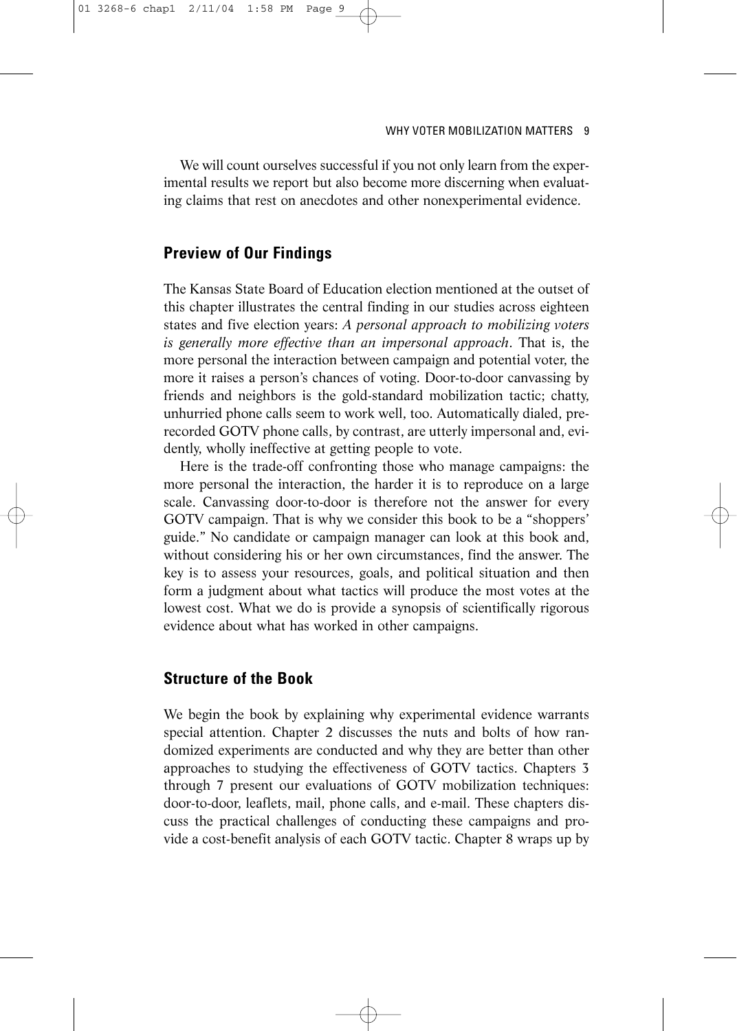We will count ourselves successful if you not only learn from the experimental results we report but also become more discerning when evaluating claims that rest on anecdotes and other nonexperimental evidence.

## Preview of Our Findings

The Kansas State Board of Education election mentioned at the outset of this chapter illustrates the central finding in our studies across eighteen states and five election years: *A personal approach to mobilizing voters is generally more effective than an impersonal approach*. That is, the more personal the interaction between campaign and potential voter, the more it raises a person's chances of voting. Door-to-door canvassing by friends and neighbors is the gold-standard mobilization tactic; chatty, unhurried phone calls seem to work well, too. Automatically dialed, prerecorded GOTV phone calls, by contrast, are utterly impersonal and, evidently, wholly ineffective at getting people to vote.

Here is the trade-off confronting those who manage campaigns: the more personal the interaction, the harder it is to reproduce on a large scale. Canvassing door-to-door is therefore not the answer for every GOTV campaign. That is why we consider this book to be a "shoppers' guide." No candidate or campaign manager can look at this book and, without considering his or her own circumstances, find the answer. The key is to assess your resources, goals, and political situation and then form a judgment about what tactics will produce the most votes at the lowest cost. What we do is provide a synopsis of scientifically rigorous evidence about what has worked in other campaigns.

## Structure of the Book

We begin the book by explaining why experimental evidence warrants special attention. Chapter 2 discusses the nuts and bolts of how randomized experiments are conducted and why they are better than other approaches to studying the effectiveness of GOTV tactics. Chapters 3 through 7 present our evaluations of GOTV mobilization techniques: door-to-door, leaflets, mail, phone calls, and e-mail. These chapters discuss the practical challenges of conducting these campaigns and provide a cost-benefit analysis of each GOTV tactic. Chapter 8 wraps up by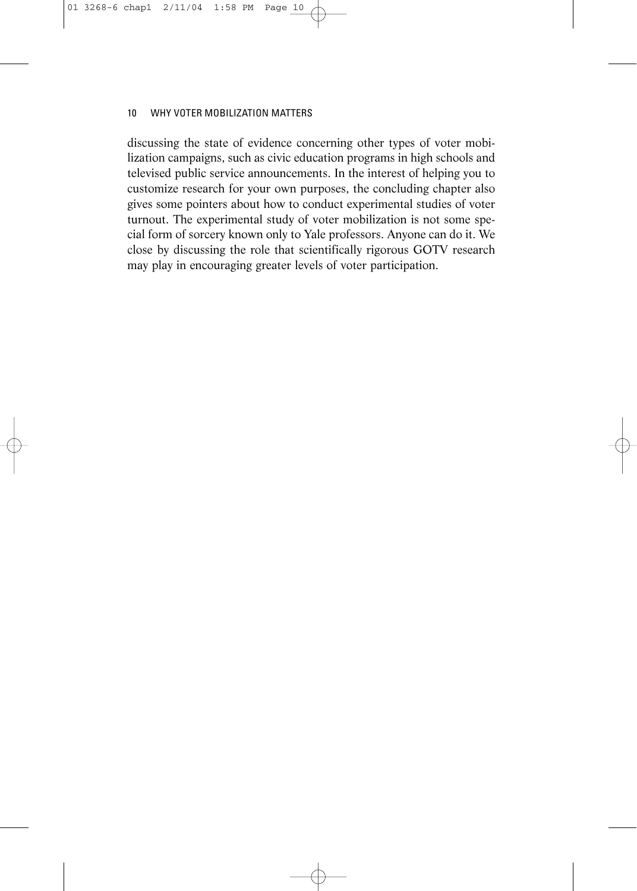discussing the state of evidence concerning other types of voter mobilization campaigns, such as civic education programs in high schools and televised public service announcements. In the interest of helping you to customize research for your own purposes, the concluding chapter also gives some pointers about how to conduct experimental studies of voter turnout. The experimental study of voter mobilization is not some special form of sorcery known only to Yale professors. Anyone can do it. We close by discussing the role that scientifically rigorous GOTV research may play in encouraging greater levels of voter participation.